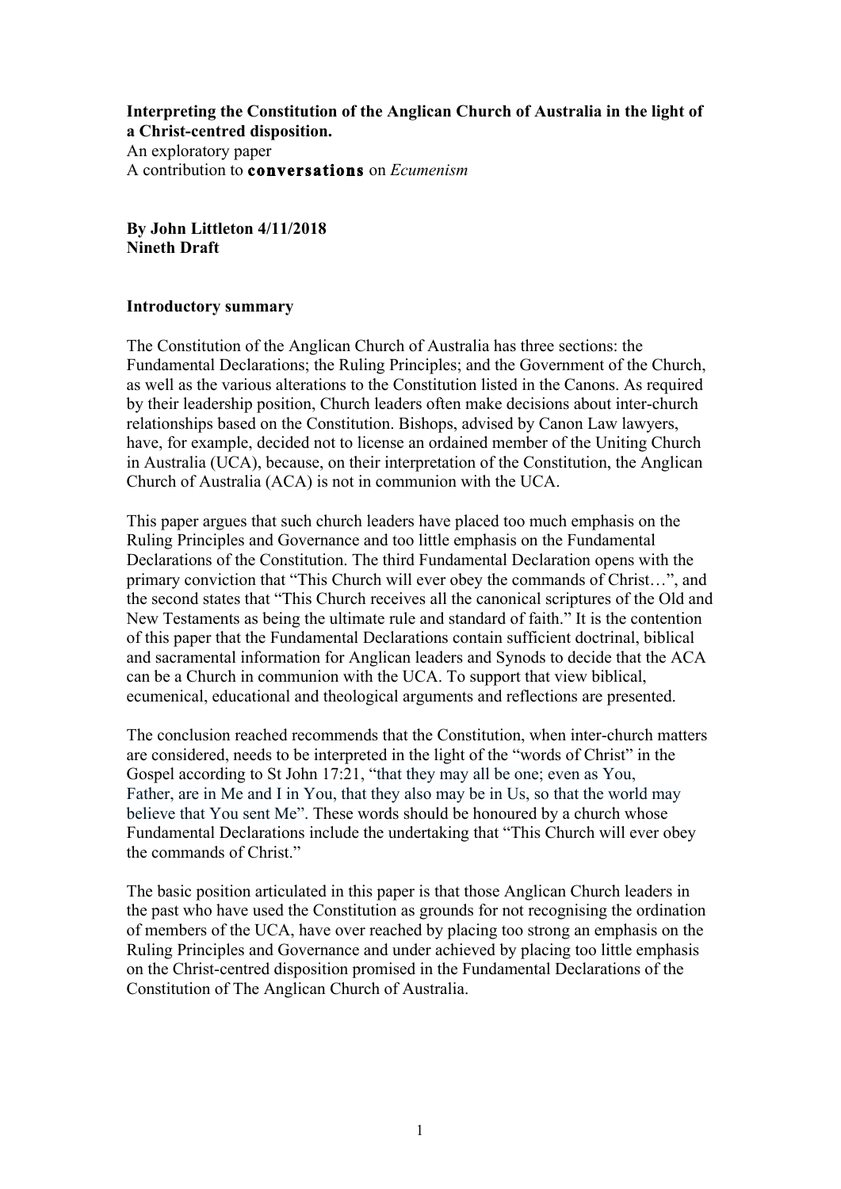**Interpreting the Constitution of the Anglican Church of Australia in the light of a Christ-centred disposition.**
An exploratory paper
A contribution to **conversations** on *Ecumenism*

**By John Littleton 4/11/2018**
**Nineth Draft**

**Introductory summary**

The Constitution of the Anglican Church of Australia has three sections: the Fundamental Declarations; the Ruling Principles; and the Government of the Church, as well as the various alterations to the Constitution listed in the Canons. As required by their leadership position, Church leaders often make decisions about inter-church relationships based on the Constitution. Bishops, advised by Canon Law lawyers, have, for example, decided not to license an ordained member of the Uniting Church in Australia (UCA), because, on their interpretation of the Constitution, the Anglican Church of Australia (ACA) is not in communion with the UCA.

This paper argues that such church leaders have placed too much emphasis on the Ruling Principles and Governance and too little emphasis on the Fundamental Declarations of the Constitution. The third Fundamental Declaration opens with the primary conviction that "This Church will ever obey the commands of Christ…", and the second states that "This Church receives all the canonical scriptures of the Old and New Testaments as being the ultimate rule and standard of faith." It is the contention of this paper that the Fundamental Declarations contain sufficient doctrinal, biblical and sacramental information for Anglican leaders and Synods to decide that the ACA can be a Church in communion with the UCA. To support that view biblical, ecumenical, educational and theological arguments and reflections are presented.

The conclusion reached recommends that the Constitution, when inter-church matters are considered, needs to be interpreted in the light of the "words of Christ" in the Gospel according to St John 17:21, "that they may all be one; even as You, Father, are in Me and I in You, that they also may be in Us, so that the world may believe that You sent Me". These words should be honoured by a church whose Fundamental Declarations include the undertaking that "This Church will ever obey the commands of Christ."

The basic position articulated in this paper is that those Anglican Church leaders in the past who have used the Constitution as grounds for not recognising the ordination of members of the UCA, have over reached by placing too strong an emphasis on the Ruling Principles and Governance and under achieved by placing too little emphasis on the Christ-centred disposition promised in the Fundamental Declarations of the Constitution of The Anglican Church of Australia.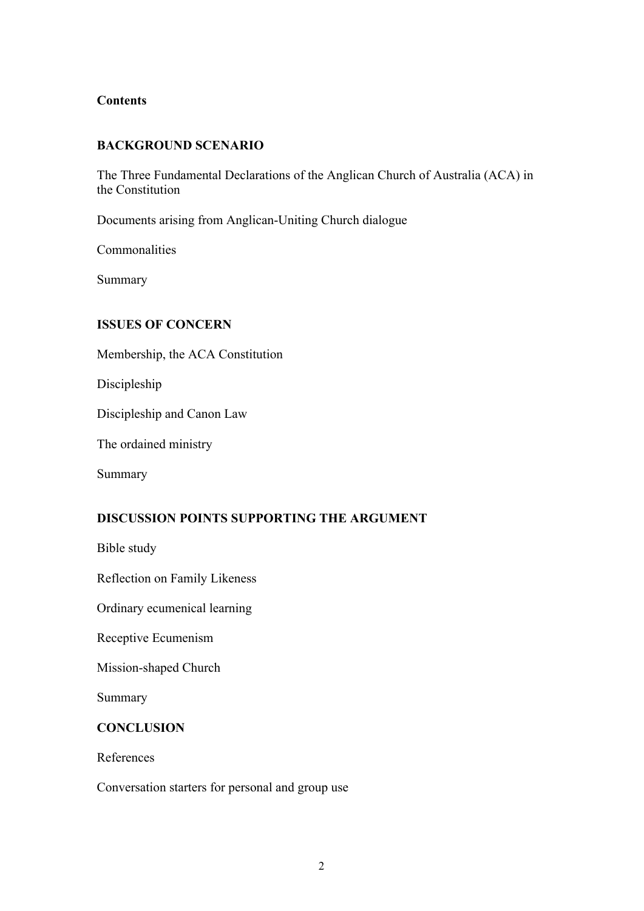**Contents**

**BACKGROUND SCENARIO**

The Three Fundamental Declarations of the Anglican Church of Australia (ACA) in the Constitution

Documents arising from Anglican-Uniting Church dialogue

Commonalities

Summary

**ISSUES OF CONCERN**

Membership, the ACA Constitution

Discipleship

Discipleship and Canon Law

The ordained ministry

Summary

**DISCUSSION POINTS SUPPORTING THE ARGUMENT**

Bible study

Reflection on Family Likeness

Ordinary ecumenical learning

Receptive Ecumenism

Mission-shaped Church

Summary

**CONCLUSION**

References

Conversation starters for personal and group use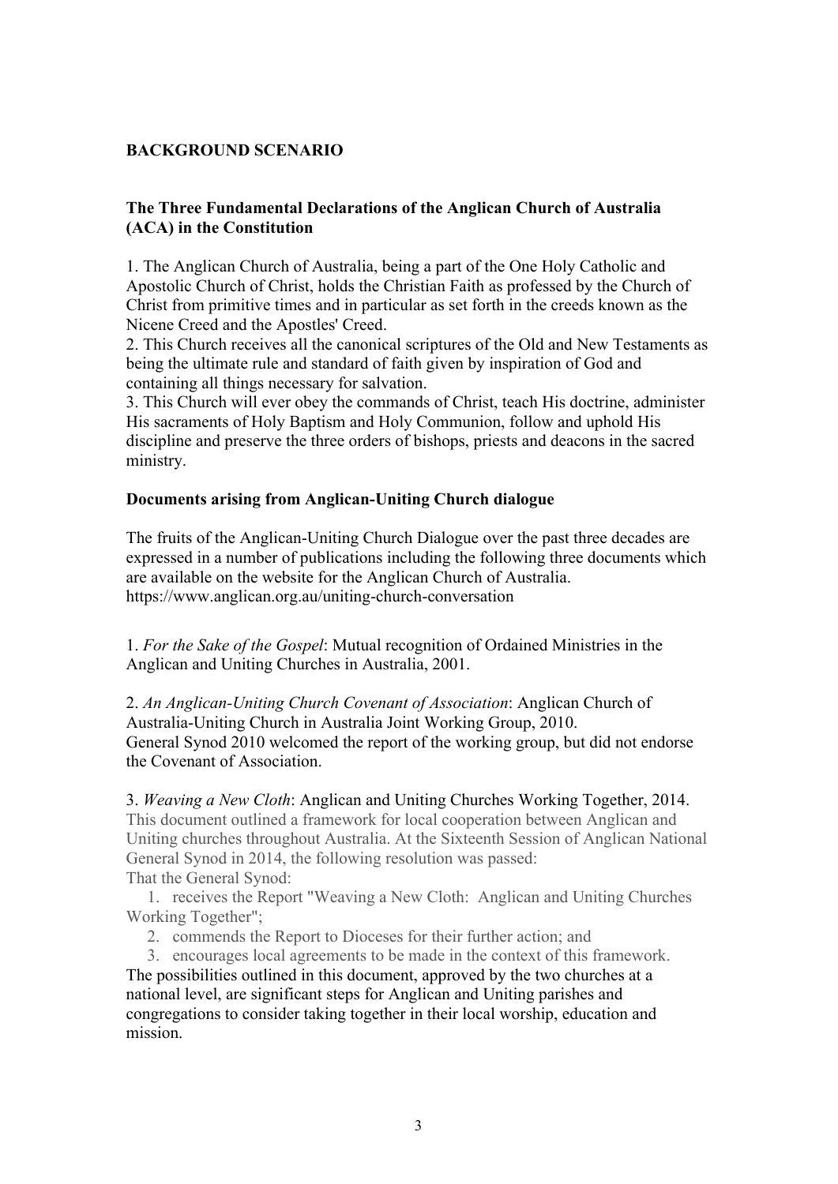**BACKGROUND SCENARIO**

**The Three Fundamental Declarations of the Anglican Church of Australia (ACA) in the Constitution**

1. The Anglican Church of Australia, being a part of the One Holy Catholic and Apostolic Church of Christ, holds the Christian Faith as professed by the Church of Christ from primitive times and in particular as set forth in the creeds known as the Nicene Creed and the Apostles' Creed.
2. This Church receives all the canonical scriptures of the Old and New Testaments as being the ultimate rule and standard of faith given by inspiration of God and containing all things necessary for salvation.
3. This Church will ever obey the commands of Christ, teach His doctrine, administer His sacraments of Holy Baptism and Holy Communion, follow and uphold His discipline and preserve the three orders of bishops, priests and deacons in the sacred ministry.

**Documents arising from Anglican-Uniting Church dialogue**

The fruits of the Anglican-Uniting Church Dialogue over the past three decades are expressed in a number of publications including the following three documents which are available on the website for the Anglican Church of Australia. https://www.anglican.org.au/uniting-church-conversation

1. *For the Sake of the Gospel*: Mutual recognition of Ordained Ministries in the Anglican and Uniting Churches in Australia, 2001.

2. *An Anglican-Uniting Church Covenant of Association*: Anglican Church of Australia-Uniting Church in Australia Joint Working Group, 2010.
General Synod 2010 welcomed the report of the working group, but did not endorse the Covenant of Association.

3. *Weaving a New Cloth*: Anglican and Uniting Churches Working Together, 2014.
This document outlined a framework for local cooperation between Anglican and Uniting churches throughout Australia. At the Sixteenth Session of Anglican National General Synod in 2014, the following resolution was passed:
That the General Synod:

1. receives the Report "Weaving a New Cloth: Anglican and Uniting Churches Working Together";
2. commends the Report to Dioceses for their further action; and
3. encourages local agreements to be made in the context of this framework.

The possibilities outlined in this document, approved by the two churches at a national level, are significant steps for Anglican and Uniting parishes and congregations to consider taking together in their local worship, education and mission.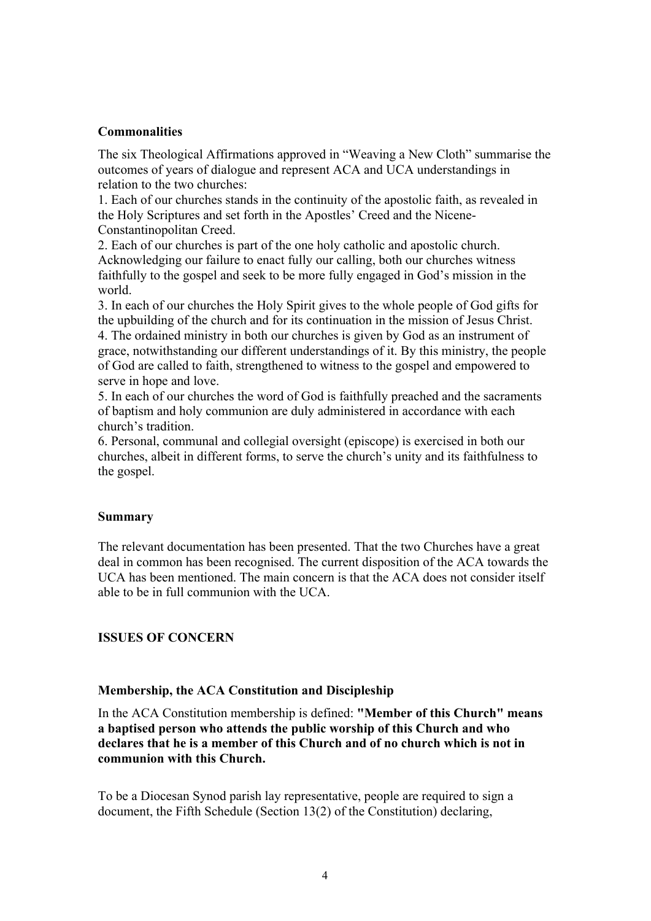### Commonalities

The six Theological Affirmations approved in "Weaving a New Cloth" summarise the outcomes of years of dialogue and represent ACA and UCA understandings in relation to the two churches:

1. Each of our churches stands in the continuity of the apostolic faith, as revealed in the Holy Scriptures and set forth in the Apostles' Creed and the Nicene-Constantinopolitan Creed.
2. Each of our churches is part of the one holy catholic and apostolic church. Acknowledging our failure to enact fully our calling, both our churches witness faithfully to the gospel and seek to be more fully engaged in God's mission in the world.
3. In each of our churches the Holy Spirit gives to the whole people of God gifts for the upbuilding of the church and for its continuation in the mission of Jesus Christ.
4. The ordained ministry in both our churches is given by God as an instrument of grace, notwithstanding our different understandings of it. By this ministry, the people of God are called to faith, strengthened to witness to the gospel and empowered to serve in hope and love.
5. In each of our churches the word of God is faithfully preached and the sacraments of baptism and holy communion are duly administered in accordance with each church's tradition.
6. Personal, communal and collegial oversight (episcope) is exercised in both our churches, albeit in different forms, to serve the church's unity and its faithfulness to the gospel.

### Summary

The relevant documentation has been presented. That the two Churches have a great deal in common has been recognised. The current disposition of the ACA towards the UCA has been mentioned. The main concern is that the ACA does not consider itself able to be in full communion with the UCA.

## ISSUES OF CONCERN

### Membership, the ACA Constitution and Discipleship

In the ACA Constitution membership is defined: **"Member of this Church" means a baptised person who attends the public worship of this Church and who declares that he is a member of this Church and of no church which is not in communion with this Church.**

To be a Diocesan Synod parish lay representative, people are required to sign a document, the Fifth Schedule (Section 13(2) of the Constitution) declaring,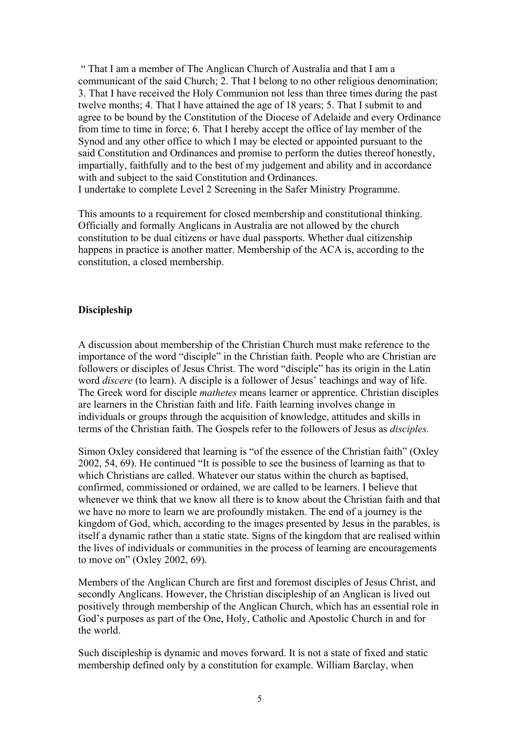“ That I am a member of The Anglican Church of Australia and that I am a communicant of the said Church; 2. That I belong to no other religious denomination; 3. That I have received the Holy Communion not less than three times during the past twelve months; 4. That I have attained the age of 18 years; 5. That I submit to and agree to be bound by the Constitution of the Diocese of Adelaide and every Ordinance from time to time in force; 6. That I hereby accept the office of lay member of the Synod and any other office to which I may be elected or appointed pursuant to the said Constitution and Ordinances and promise to perform the duties thereof honestly, impartially, faithfully and to the best of my judgement and ability and in accordance with and subject to the said Constitution and Ordinances.
I undertake to complete Level 2 Screening in the Safer Ministry Programme.

This amounts to a requirement for closed membership and constitutional thinking. Officially and formally Anglicans in Australia are not allowed by the church constitution to be dual citizens or have dual passports. Whether dual citizenship happens in practice is another matter. Membership of the ACA is, according to the constitution, a closed membership.

**Discipleship**

A discussion about membership of the Christian Church must make reference to the importance of the word “disciple” in the Christian faith. People who are Christian are followers or disciples of Jesus Christ. The word “disciple” has its origin in the Latin word *discere* (to learn). A disciple is a follower of Jesus’ teachings and way of life. The Greek word for disciple *mathetes* means learner or apprentice. Christian disciples are learners in the Christian faith and life. Faith learning involves change in individuals or groups through the acquisition of knowledge, attitudes and skills in terms of the Christian faith. The Gospels refer to the followers of Jesus as *disciples.*

Simon Oxley considered that learning is “of the essence of the Christian faith” (Oxley 2002, 54, 69). He continued “It is possible to see the business of learning as that to which Christians are called. Whatever our status within the church as baptised, confirmed, commissioned or ordained, we are called to be learners. I believe that whenever we think that we know all there is to know about the Christian faith and that we have no more to learn we are profoundly mistaken. The end of a journey is the kingdom of God, which, according to the images presented by Jesus in the parables, is itself a dynamic rather than a static state. Signs of the kingdom that are realised within the lives of individuals or communities in the process of learning are encouragements to move on” (Oxley 2002, 69).

Members of the Anglican Church are first and foremost disciples of Jesus Christ, and secondly Anglicans. However, the Christian discipleship of an Anglican is lived out positively through membership of the Anglican Church, which has an essential role in God’s purposes as part of the One, Holy, Catholic and Apostolic Church in and for the world.

Such discipleship is dynamic and moves forward. It is not a state of fixed and static membership defined only by a constitution for example. William Barclay, when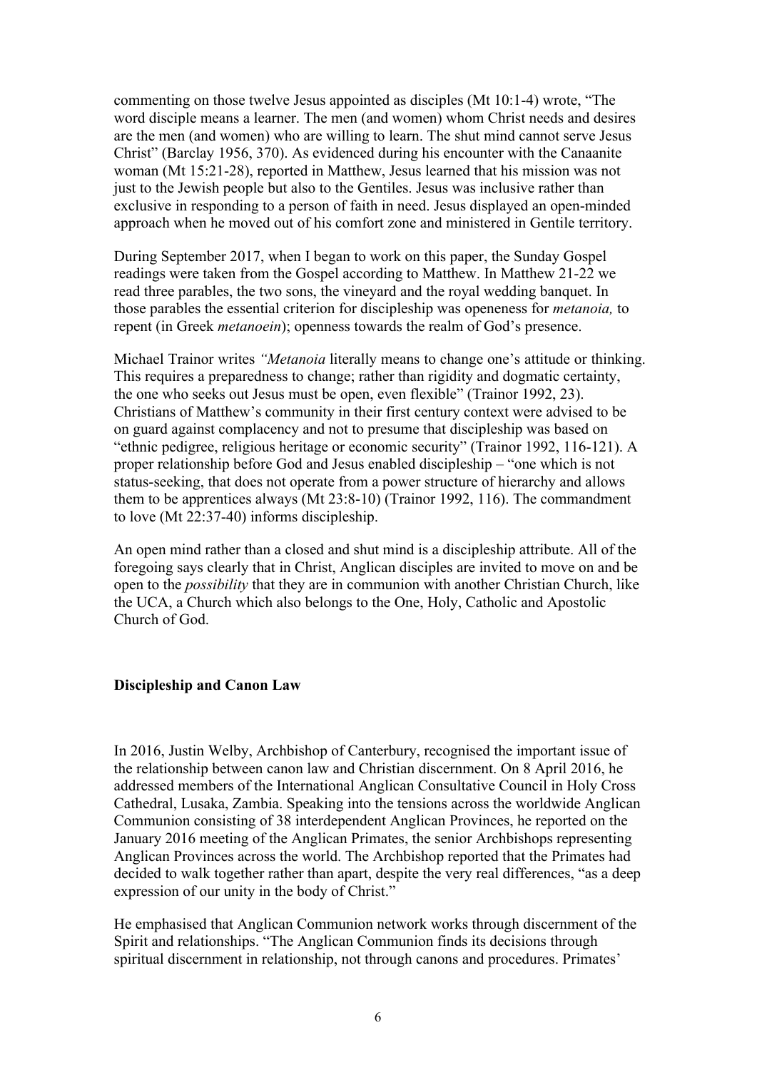commenting on those twelve Jesus appointed as disciples (Mt 10:1-4) wrote, "The word disciple means a learner. The men (and women) whom Christ needs and desires are the men (and women) who are willing to learn. The shut mind cannot serve Jesus Christ" (Barclay 1956, 370). As evidenced during his encounter with the Canaanite woman (Mt 15:21-28), reported in Matthew, Jesus learned that his mission was not just to the Jewish people but also to the Gentiles. Jesus was inclusive rather than exclusive in responding to a person of faith in need. Jesus displayed an open-minded approach when he moved out of his comfort zone and ministered in Gentile territory.

During September 2017, when I began to work on this paper, the Sunday Gospel readings were taken from the Gospel according to Matthew. In Matthew 21-22 we read three parables, the two sons, the vineyard and the royal wedding banquet. In those parables the essential criterion for discipleship was openeness for *metanoia,* to repent (in Greek *metanoein*); openness towards the realm of God's presence.

Michael Trainor writes *"Metanoia* literally means to change one's attitude or thinking. This requires a preparedness to change; rather than rigidity and dogmatic certainty, the one who seeks out Jesus must be open, even flexible" (Trainor 1992, 23). Christians of Matthew's community in their first century context were advised to be on guard against complacency and not to presume that discipleship was based on "ethnic pedigree, religious heritage or economic security" (Trainor 1992, 116-121). A proper relationship before God and Jesus enabled discipleship – "one which is not status-seeking, that does not operate from a power structure of hierarchy and allows them to be apprentices always (Mt 23:8-10) (Trainor 1992, 116). The commandment to love (Mt 22:37-40) informs discipleship.

An open mind rather than a closed and shut mind is a discipleship attribute. All of the foregoing says clearly that in Christ, Anglican disciples are invited to move on and be open to the *possibility* that they are in communion with another Christian Church, like the UCA, a Church which also belongs to the One, Holy, Catholic and Apostolic Church of God.

**Discipleship and Canon Law**

In 2016, Justin Welby, Archbishop of Canterbury, recognised the important issue of the relationship between canon law and Christian discernment. On 8 April 2016, he addressed members of the International Anglican Consultative Council in Holy Cross Cathedral, Lusaka, Zambia. Speaking into the tensions across the worldwide Anglican Communion consisting of 38 interdependent Anglican Provinces, he reported on the January 2016 meeting of the Anglican Primates, the senior Archbishops representing Anglican Provinces across the world. The Archbishop reported that the Primates had decided to walk together rather than apart, despite the very real differences, "as a deep expression of our unity in the body of Christ."

He emphasised that Anglican Communion network works through discernment of the Spirit and relationships. "The Anglican Communion finds its decisions through spiritual discernment in relationship, not through canons and procedures. Primates'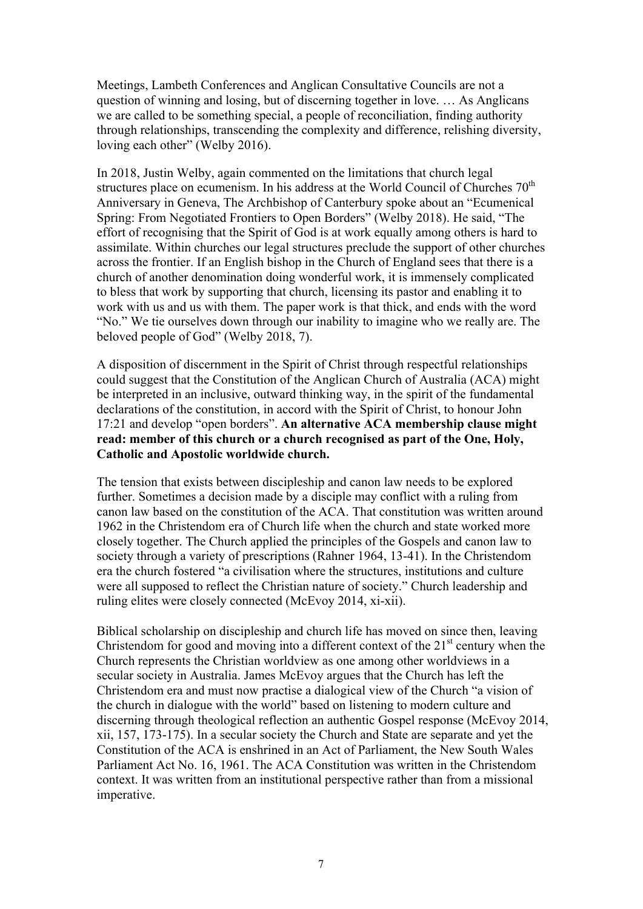Meetings, Lambeth Conferences and Anglican Consultative Councils are not a question of winning and losing, but of discerning together in love. … As Anglicans we are called to be something special, a people of reconciliation, finding authority through relationships, transcending the complexity and difference, relishing diversity, loving each other" (Welby 2016).

In 2018, Justin Welby, again commented on the limitations that church legal structures place on ecumenism. In his address at the World Council of Churches 70th Anniversary in Geneva, The Archbishop of Canterbury spoke about an "Ecumenical Spring: From Negotiated Frontiers to Open Borders" (Welby 2018). He said, "The effort of recognising that the Spirit of God is at work equally among others is hard to assimilate. Within churches our legal structures preclude the support of other churches across the frontier. If an English bishop in the Church of England sees that there is a church of another denomination doing wonderful work, it is immensely complicated to bless that work by supporting that church, licensing its pastor and enabling it to work with us and us with them. The paper work is that thick, and ends with the word "No." We tie ourselves down through our inability to imagine who we really are. The beloved people of God" (Welby 2018, 7).

A disposition of discernment in the Spirit of Christ through respectful relationships could suggest that the Constitution of the Anglican Church of Australia (ACA) might be interpreted in an inclusive, outward thinking way, in the spirit of the fundamental declarations of the constitution, in accord with the Spirit of Christ, to honour John 17:21 and develop "open borders". **An alternative ACA membership clause might read: member of this church or a church recognised as part of the One, Holy, Catholic and Apostolic worldwide church.**

The tension that exists between discipleship and canon law needs to be explored further. Sometimes a decision made by a disciple may conflict with a ruling from canon law based on the constitution of the ACA. That constitution was written around 1962 in the Christendom era of Church life when the church and state worked more closely together. The Church applied the principles of the Gospels and canon law to society through a variety of prescriptions (Rahner 1964, 13-41). In the Christendom era the church fostered "a civilisation where the structures, institutions and culture were all supposed to reflect the Christian nature of society." Church leadership and ruling elites were closely connected (McEvoy 2014, xi-xii).

Biblical scholarship on discipleship and church life has moved on since then, leaving Christendom for good and moving into a different context of the 21st century when the Church represents the Christian worldview as one among other worldviews in a secular society in Australia. James McEvoy argues that the Church has left the Christendom era and must now practise a dialogical view of the Church "a vision of the church in dialogue with the world" based on listening to modern culture and discerning through theological reflection an authentic Gospel response (McEvoy 2014, xii, 157, 173-175). In a secular society the Church and State are separate and yet the Constitution of the ACA is enshrined in an Act of Parliament, the New South Wales Parliament Act No. 16, 1961. The ACA Constitution was written in the Christendom context. It was written from an institutional perspective rather than from a missional imperative.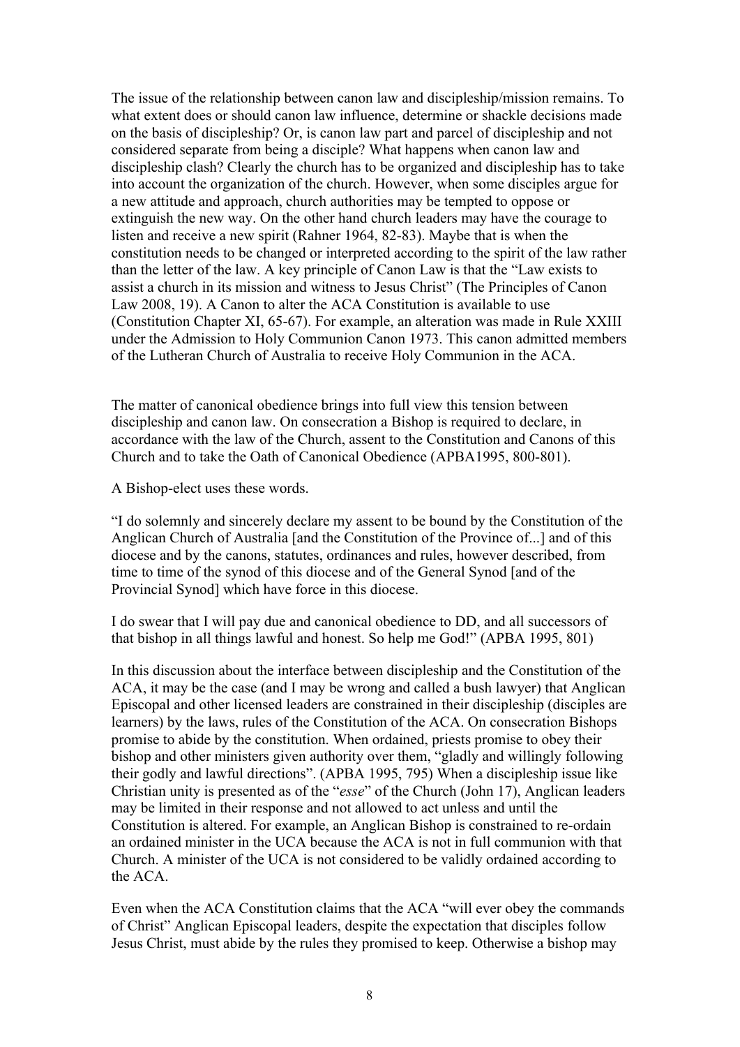The issue of the relationship between canon law and discipleship/mission remains. To what extent does or should canon law influence, determine or shackle decisions made on the basis of discipleship? Or, is canon law part and parcel of discipleship and not considered separate from being a disciple? What happens when canon law and discipleship clash? Clearly the church has to be organized and discipleship has to take into account the organization of the church. However, when some disciples argue for a new attitude and approach, church authorities may be tempted to oppose or extinguish the new way. On the other hand church leaders may have the courage to listen and receive a new spirit (Rahner 1964, 82-83). Maybe that is when the constitution needs to be changed or interpreted according to the spirit of the law rather than the letter of the law. A key principle of Canon Law is that the "Law exists to assist a church in its mission and witness to Jesus Christ" (The Principles of Canon Law 2008, 19). A Canon to alter the ACA Constitution is available to use (Constitution Chapter XI, 65-67). For example, an alteration was made in Rule XXIII under the Admission to Holy Communion Canon 1973. This canon admitted members of the Lutheran Church of Australia to receive Holy Communion in the ACA.

The matter of canonical obedience brings into full view this tension between discipleship and canon law. On consecration a Bishop is required to declare, in accordance with the law of the Church, assent to the Constitution and Canons of this Church and to take the Oath of Canonical Obedience (APBA1995, 800-801).

A Bishop-elect uses these words.

"I do solemnly and sincerely declare my assent to be bound by the Constitution of the Anglican Church of Australia [and the Constitution of the Province of...] and of this diocese and by the canons, statutes, ordinances and rules, however described, from time to time of the synod of this diocese and of the General Synod [and of the Provincial Synod] which have force in this diocese.

I do swear that I will pay due and canonical obedience to DD, and all successors of that bishop in all things lawful and honest. So help me God!" (APBA 1995, 801)

In this discussion about the interface between discipleship and the Constitution of the ACA, it may be the case (and I may be wrong and called a bush lawyer) that Anglican Episcopal and other licensed leaders are constrained in their discipleship (disciples are learners) by the laws, rules of the Constitution of the ACA. On consecration Bishops promise to abide by the constitution. When ordained, priests promise to obey their bishop and other ministers given authority over them, "gladly and willingly following their godly and lawful directions". (APBA 1995, 795) When a discipleship issue like Christian unity is presented as of the "*esse*" of the Church (John 17), Anglican leaders may be limited in their response and not allowed to act unless and until the Constitution is altered. For example, an Anglican Bishop is constrained to re-ordain an ordained minister in the UCA because the ACA is not in full communion with that Church. A minister of the UCA is not considered to be validly ordained according to the ACA.

Even when the ACA Constitution claims that the ACA "will ever obey the commands of Christ" Anglican Episcopal leaders, despite the expectation that disciples follow Jesus Christ, must abide by the rules they promised to keep. Otherwise a bishop may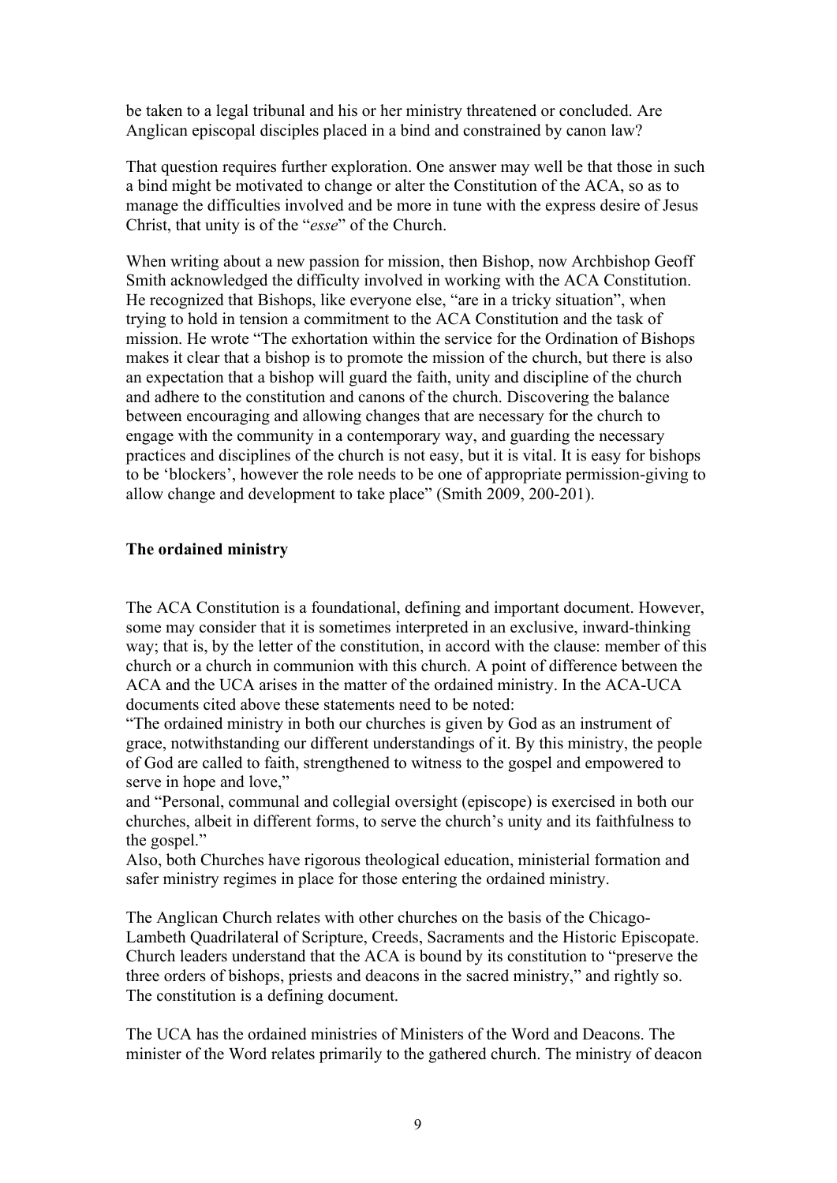be taken to a legal tribunal and his or her ministry threatened or concluded. Are Anglican episcopal disciples placed in a bind and constrained by canon law?

That question requires further exploration. One answer may well be that those in such a bind might be motivated to change or alter the Constitution of the ACA, so as to manage the difficulties involved and be more in tune with the express desire of Jesus Christ, that unity is of the "*esse*" of the Church.

When writing about a new passion for mission, then Bishop, now Archbishop Geoff Smith acknowledged the difficulty involved in working with the ACA Constitution. He recognized that Bishops, like everyone else, "are in a tricky situation", when trying to hold in tension a commitment to the ACA Constitution and the task of mission. He wrote "The exhortation within the service for the Ordination of Bishops makes it clear that a bishop is to promote the mission of the church, but there is also an expectation that a bishop will guard the faith, unity and discipline of the church and adhere to the constitution and canons of the church. Discovering the balance between encouraging and allowing changes that are necessary for the church to engage with the community in a contemporary way, and guarding the necessary practices and disciplines of the church is not easy, but it is vital. It is easy for bishops to be 'blockers', however the role needs to be one of appropriate permission-giving to allow change and development to take place" (Smith 2009, 200-201).

**The ordained ministry**

The ACA Constitution is a foundational, defining and important document. However, some may consider that it is sometimes interpreted in an exclusive, inward-thinking way; that is, by the letter of the constitution, in accord with the clause: member of this church or a church in communion with this church. A point of difference between the ACA and the UCA arises in the matter of the ordained ministry. In the ACA-UCA documents cited above these statements need to be noted:

"The ordained ministry in both our churches is given by God as an instrument of grace, notwithstanding our different understandings of it. By this ministry, the people of God are called to faith, strengthened to witness to the gospel and empowered to serve in hope and love,"

and "Personal, communal and collegial oversight (episcope) is exercised in both our churches, albeit in different forms, to serve the church's unity and its faithfulness to the gospel."

Also, both Churches have rigorous theological education, ministerial formation and safer ministry regimes in place for those entering the ordained ministry.

The Anglican Church relates with other churches on the basis of the Chicago-Lambeth Quadrilateral of Scripture, Creeds, Sacraments and the Historic Episcopate. Church leaders understand that the ACA is bound by its constitution to "preserve the three orders of bishops, priests and deacons in the sacred ministry," and rightly so. The constitution is a defining document.

The UCA has the ordained ministries of Ministers of the Word and Deacons. The minister of the Word relates primarily to the gathered church. The ministry of deacon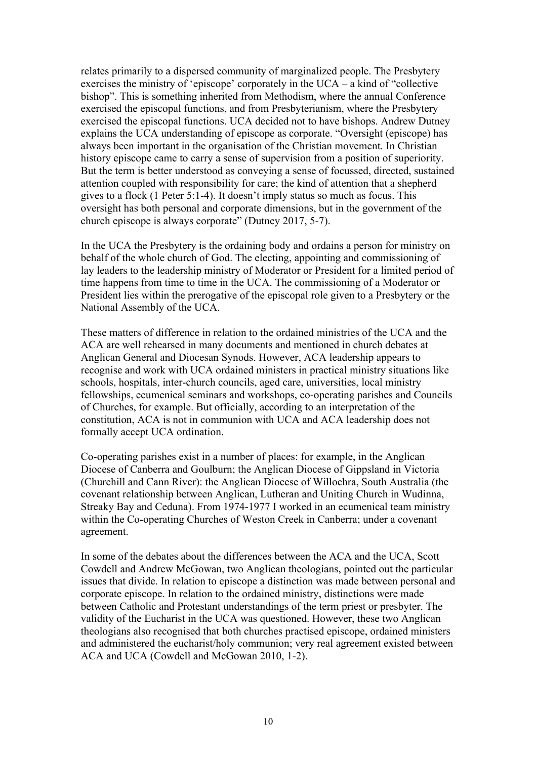relates primarily to a dispersed community of marginalized people. The Presbytery exercises the ministry of 'episcope' corporately in the UCA – a kind of "collective bishop". This is something inherited from Methodism, where the annual Conference exercised the episcopal functions, and from Presbyterianism, where the Presbytery exercised the episcopal functions. UCA decided not to have bishops. Andrew Dutney explains the UCA understanding of episcope as corporate. "Oversight (episcope) has always been important in the organisation of the Christian movement. In Christian history episcope came to carry a sense of supervision from a position of superiority. But the term is better understood as conveying a sense of focussed, directed, sustained attention coupled with responsibility for care; the kind of attention that a shepherd gives to a flock (1 Peter 5:1-4). It doesn't imply status so much as focus. This oversight has both personal and corporate dimensions, but in the government of the church episcope is always corporate" (Dutney 2017, 5-7).

In the UCA the Presbytery is the ordaining body and ordains a person for ministry on behalf of the whole church of God. The electing, appointing and commissioning of lay leaders to the leadership ministry of Moderator or President for a limited period of time happens from time to time in the UCA. The commissioning of a Moderator or President lies within the prerogative of the episcopal role given to a Presbytery or the National Assembly of the UCA.

These matters of difference in relation to the ordained ministries of the UCA and the ACA are well rehearsed in many documents and mentioned in church debates at Anglican General and Diocesan Synods. However, ACA leadership appears to recognise and work with UCA ordained ministers in practical ministry situations like schools, hospitals, inter-church councils, aged care, universities, local ministry fellowships, ecumenical seminars and workshops, co-operating parishes and Councils of Churches, for example. But officially, according to an interpretation of the constitution, ACA is not in communion with UCA and ACA leadership does not formally accept UCA ordination.

Co-operating parishes exist in a number of places: for example, in the Anglican Diocese of Canberra and Goulburn; the Anglican Diocese of Gippsland in Victoria (Churchill and Cann River): the Anglican Diocese of Willochra, South Australia (the covenant relationship between Anglican, Lutheran and Uniting Church in Wudinna, Streaky Bay and Ceduna). From 1974-1977 I worked in an ecumenical team ministry within the Co-operating Churches of Weston Creek in Canberra; under a covenant agreement.

In some of the debates about the differences between the ACA and the UCA, Scott Cowdell and Andrew McGowan, two Anglican theologians, pointed out the particular issues that divide. In relation to episcope a distinction was made between personal and corporate episcope. In relation to the ordained ministry, distinctions were made between Catholic and Protestant understandings of the term priest or presbyter. The validity of the Eucharist in the UCA was questioned. However, these two Anglican theologians also recognised that both churches practised episcope, ordained ministers and administered the eucharist/holy communion; very real agreement existed between ACA and UCA (Cowdell and McGowan 2010, 1-2).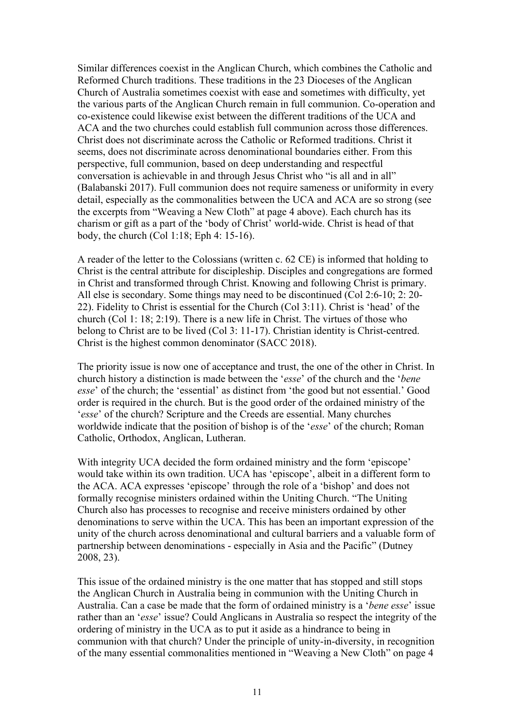Similar differences coexist in the Anglican Church, which combines the Catholic and Reformed Church traditions. These traditions in the 23 Dioceses of the Anglican Church of Australia sometimes coexist with ease and sometimes with difficulty, yet the various parts of the Anglican Church remain in full communion. Co-operation and co-existence could likewise exist between the different traditions of the UCA and ACA and the two churches could establish full communion across those differences. Christ does not discriminate across the Catholic or Reformed traditions. Christ it seems, does not discriminate across denominational boundaries either. From this perspective, full communion, based on deep understanding and respectful conversation is achievable in and through Jesus Christ who "is all and in all" (Balabanski 2017). Full communion does not require sameness or uniformity in every detail, especially as the commonalities between the UCA and ACA are so strong (see the excerpts from "Weaving a New Cloth" at page 4 above). Each church has its charism or gift as a part of the 'body of Christ' world-wide. Christ is head of that body, the church (Col 1:18; Eph 4: 15-16).

A reader of the letter to the Colossians (written c. 62 CE) is informed that holding to Christ is the central attribute for discipleship. Disciples and congregations are formed in Christ and transformed through Christ. Knowing and following Christ is primary. All else is secondary. Some things may need to be discontinued (Col 2:6-10; 2: 20-22). Fidelity to Christ is essential for the Church (Col 3:11). Christ is 'head' of the church (Col 1: 18; 2:19). There is a new life in Christ. The virtues of those who belong to Christ are to be lived (Col 3: 11-17). Christian identity is Christ-centred. Christ is the highest common denominator (SACC 2018).

The priority issue is now one of acceptance and trust, the one of the other in Christ. In church history a distinction is made between the '*esse*' of the church and the '*bene esse*' of the church; the 'essential' as distinct from 'the good but not essential.' Good order is required in the church. But is the good order of the ordained ministry of the '*esse*' of the church? Scripture and the Creeds are essential. Many churches worldwide indicate that the position of bishop is of the '*esse*' of the church; Roman Catholic, Orthodox, Anglican, Lutheran.

With integrity UCA decided the form ordained ministry and the form 'episcope' would take within its own tradition. UCA has 'episcope', albeit in a different form to the ACA. ACA expresses 'episcope' through the role of a 'bishop' and does not formally recognise ministers ordained within the Uniting Church. "The Uniting Church also has processes to recognise and receive ministers ordained by other denominations to serve within the UCA. This has been an important expression of the unity of the church across denominational and cultural barriers and a valuable form of partnership between denominations - especially in Asia and the Pacific" (Dutney 2008, 23).

This issue of the ordained ministry is the one matter that has stopped and still stops the Anglican Church in Australia being in communion with the Uniting Church in Australia. Can a case be made that the form of ordained ministry is a '*bene esse*' issue rather than an '*esse*' issue? Could Anglicans in Australia so respect the integrity of the ordering of ministry in the UCA as to put it aside as a hindrance to being in communion with that church? Under the principle of unity-in-diversity, in recognition of the many essential commonalities mentioned in "Weaving a New Cloth" on page 4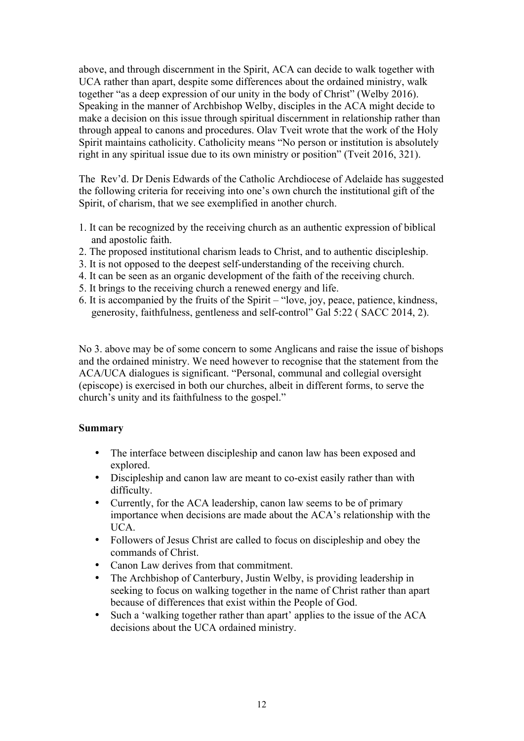above, and through discernment in the Spirit, ACA can decide to walk together with UCA rather than apart, despite some differences about the ordained ministry, walk together "as a deep expression of our unity in the body of Christ" (Welby 2016). Speaking in the manner of Archbishop Welby, disciples in the ACA might decide to make a decision on this issue through spiritual discernment in relationship rather than through appeal to canons and procedures. Olav Tveit wrote that the work of the Holy Spirit maintains catholicity. Catholicity means "No person or institution is absolutely right in any spiritual issue due to its own ministry or position" (Tveit 2016, 321).

The Rev'd. Dr Denis Edwards of the Catholic Archdiocese of Adelaide has suggested the following criteria for receiving into one's own church the institutional gift of the Spirit, of charism, that we see exemplified in another church.

1. It can be recognized by the receiving church as an authentic expression of biblical and apostolic faith.
2. The proposed institutional charism leads to Christ, and to authentic discipleship.
3. It is not opposed to the deepest self-understanding of the receiving church.
4. It can be seen as an organic development of the faith of the receiving church.
5. It brings to the receiving church a renewed energy and life.
6. It is accompanied by the fruits of the Spirit – "love, joy, peace, patience, kindness, generosity, faithfulness, gentleness and self-control" Gal 5:22 ( SACC 2014, 2).

No 3. above may be of some concern to some Anglicans and raise the issue of bishops and the ordained ministry. We need however to recognise that the statement from the ACA/UCA dialogues is significant. "Personal, communal and collegial oversight (episcope) is exercised in both our churches, albeit in different forms, to serve the church's unity and its faithfulness to the gospel."

**Summary**

- The interface between discipleship and canon law has been exposed and explored.
- Discipleship and canon law are meant to co-exist easily rather than with difficulty.
- Currently, for the ACA leadership, canon law seems to be of primary importance when decisions are made about the ACA's relationship with the UCA.
- Followers of Jesus Christ are called to focus on discipleship and obey the commands of Christ.
- Canon Law derives from that commitment.
- The Archbishop of Canterbury, Justin Welby, is providing leadership in seeking to focus on walking together in the name of Christ rather than apart because of differences that exist within the People of God.
- Such a 'walking together rather than apart' applies to the issue of the ACA decisions about the UCA ordained ministry.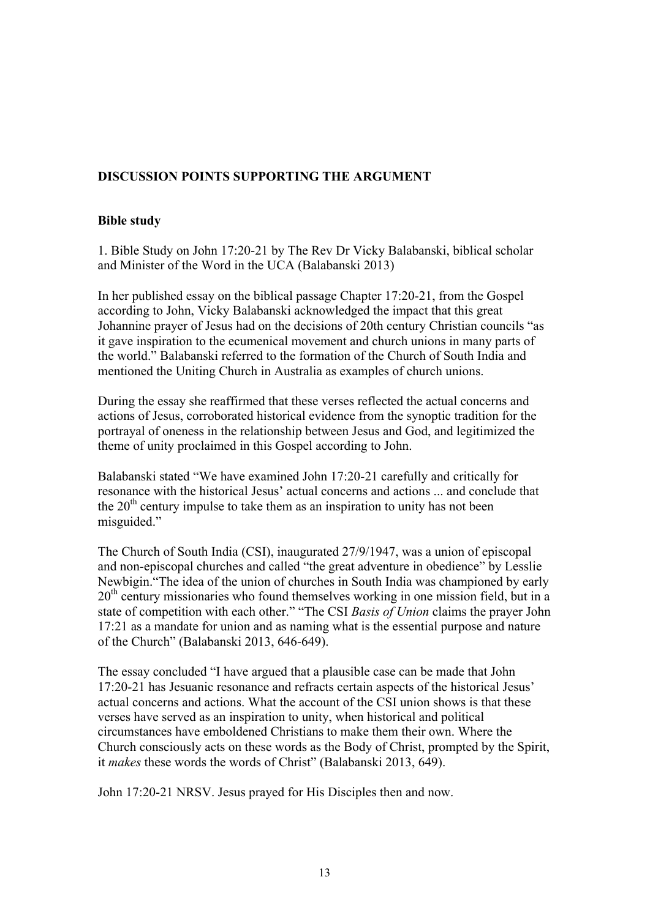## DISCUSSION POINTS SUPPORTING THE ARGUMENT

### Bible study

1. Bible Study on John 17:20-21 by The Rev Dr Vicky Balabanski, biblical scholar and Minister of the Word in the UCA (Balabanski 2013)

In her published essay on the biblical passage Chapter 17:20-21, from the Gospel according to John, Vicky Balabanski acknowledged the impact that this great Johannine prayer of Jesus had on the decisions of 20th century Christian councils "as it gave inspiration to the ecumenical movement and church unions in many parts of the world." Balabanski referred to the formation of the Church of South India and mentioned the Uniting Church in Australia as examples of church unions.

During the essay she reaffirmed that these verses reflected the actual concerns and actions of Jesus, corroborated historical evidence from the synoptic tradition for the portrayal of oneness in the relationship between Jesus and God, and legitimized the theme of unity proclaimed in this Gospel according to John.

Balabanski stated "We have examined John 17:20-21 carefully and critically for resonance with the historical Jesus' actual concerns and actions ... and conclude that the 20th century impulse to take them as an inspiration to unity has not been misguided."

The Church of South India (CSI), inaugurated 27/9/1947, was a union of episcopal and non-episcopal churches and called "the great adventure in obedience" by Lesslie Newbigin."The idea of the union of churches in South India was championed by early 20th century missionaries who found themselves working in one mission field, but in a state of competition with each other." "The CSI *Basis of Union* claims the prayer John 17:21 as a mandate for union and as naming what is the essential purpose and nature of the Church" (Balabanski 2013, 646-649).

The essay concluded "I have argued that a plausible case can be made that John 17:20-21 has Jesuanic resonance and refracts certain aspects of the historical Jesus' actual concerns and actions. What the account of the CSI union shows is that these verses have served as an inspiration to unity, when historical and political circumstances have emboldened Christians to make them their own. Where the Church consciously acts on these words as the Body of Christ, prompted by the Spirit, it *makes* these words the words of Christ" (Balabanski 2013, 649).

John 17:20-21 NRSV. Jesus prayed for His Disciples then and now.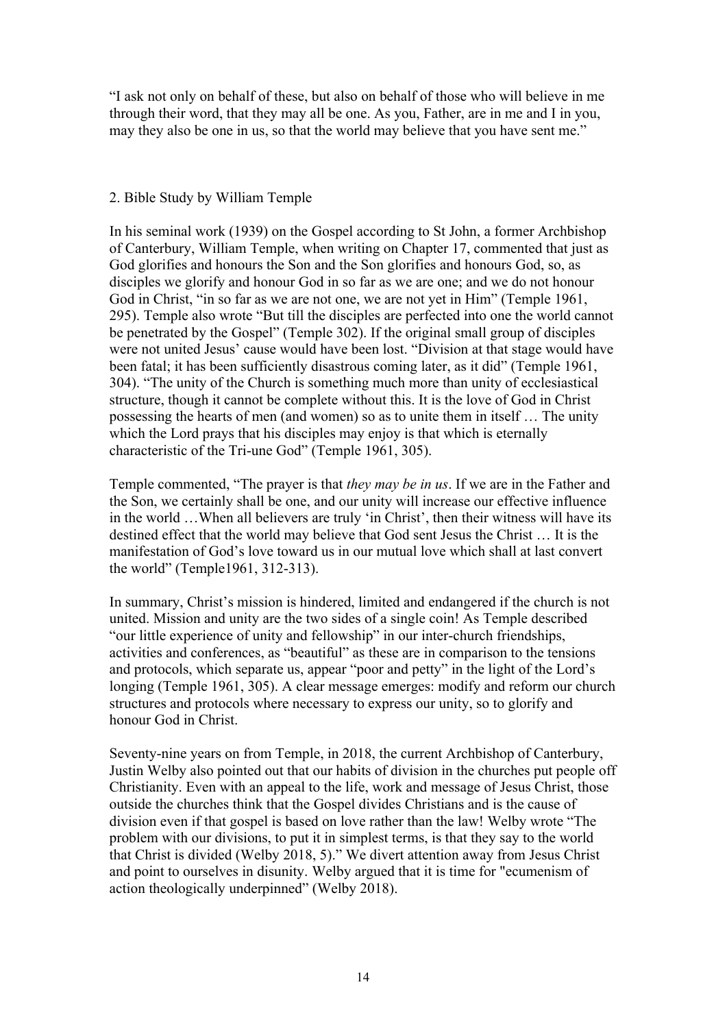"I ask not only on behalf of these, but also on behalf of those who will believe in me through their word, that they may all be one. As you, Father, are in me and I in you, may they also be one in us, so that the world may believe that you have sent me."

## 2. Bible Study by William Temple

In his seminal work (1939) on the Gospel according to St John, a former Archbishop of Canterbury, William Temple, when writing on Chapter 17, commented that just as God glorifies and honours the Son and the Son glorifies and honours God, so, as disciples we glorify and honour God in so far as we are one; and we do not honour God in Christ, "in so far as we are not one, we are not yet in Him" (Temple 1961, 295). Temple also wrote "But till the disciples are perfected into one the world cannot be penetrated by the Gospel" (Temple 302). If the original small group of disciples were not united Jesus' cause would have been lost. "Division at that stage would have been fatal; it has been sufficiently disastrous coming later, as it did" (Temple 1961, 304). "The unity of the Church is something much more than unity of ecclesiastical structure, though it cannot be complete without this. It is the love of God in Christ possessing the hearts of men (and women) so as to unite them in itself … The unity which the Lord prays that his disciples may enjoy is that which is eternally characteristic of the Tri-une God" (Temple 1961, 305).

Temple commented, "The prayer is that *they may be in us*. If we are in the Father and the Son, we certainly shall be one, and our unity will increase our effective influence in the world …When all believers are truly 'in Christ', then their witness will have its destined effect that the world may believe that God sent Jesus the Christ … It is the manifestation of God's love toward us in our mutual love which shall at last convert the world" (Temple1961, 312-313).

In summary, Christ's mission is hindered, limited and endangered if the church is not united. Mission and unity are the two sides of a single coin! As Temple described "our little experience of unity and fellowship" in our inter-church friendships, activities and conferences, as "beautiful" as these are in comparison to the tensions and protocols, which separate us, appear "poor and petty" in the light of the Lord's longing (Temple 1961, 305). A clear message emerges: modify and reform our church structures and protocols where necessary to express our unity, so to glorify and honour God in Christ.

Seventy-nine years on from Temple, in 2018, the current Archbishop of Canterbury, Justin Welby also pointed out that our habits of division in the churches put people off Christianity. Even with an appeal to the life, work and message of Jesus Christ, those outside the churches think that the Gospel divides Christians and is the cause of division even if that gospel is based on love rather than the law! Welby wrote "The problem with our divisions, to put it in simplest terms, is that they say to the world that Christ is divided (Welby 2018, 5)." We divert attention away from Jesus Christ and point to ourselves in disunity. Welby argued that it is time for "ecumenism of action theologically underpinned" (Welby 2018).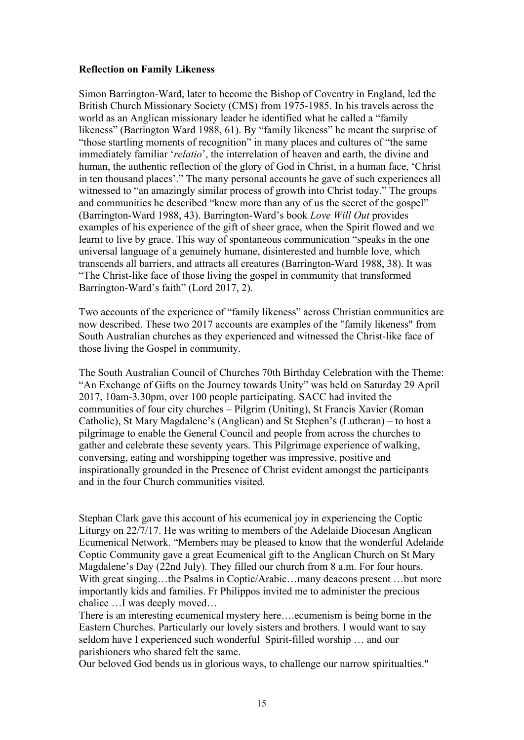**Reflection on Family Likeness**

Simon Barrington-Ward, later to become the Bishop of Coventry in England, led the British Church Missionary Society (CMS) from 1975-1985. In his travels across the world as an Anglican missionary leader he identified what he called a "family likeness" (Barrington Ward 1988, 61). By "family likeness" he meant the surprise of "those startling moments of recognition" in many places and cultures of "the same immediately familiar '*relatio*', the interrelation of heaven and earth, the divine and human, the authentic reflection of the glory of God in Christ, in a human face, 'Christ in ten thousand places'." The many personal accounts he gave of such experiences all witnessed to "an amazingly similar process of growth into Christ today." The groups and communities he described "knew more than any of us the secret of the gospel" (Barrington-Ward 1988, 43). Barrington-Ward's book *Love Will Out* provides examples of his experience of the gift of sheer grace, when the Spirit flowed and we learnt to live by grace. This way of spontaneous communication "speaks in the one universal language of a genuinely humane, disinterested and humble love, which transcends all barriers, and attracts all creatures (Barrington-Ward 1988, 38). It was "The Christ-like face of those living the gospel in community that transformed Barrington-Ward's faith" (Lord 2017, 2).

Two accounts of the experience of "family likeness" across Christian communities are now described. These two 2017 accounts are examples of the "family likeness" from South Australian churches as they experienced and witnessed the Christ-like face of those living the Gospel in community.

The South Australian Council of Churches 70th Birthday Celebration with the Theme: "An Exchange of Gifts on the Journey towards Unity" was held on Saturday 29 April 2017, 10am-3.30pm, over 100 people participating. SACC had invited the communities of four city churches – Pilgrim (Uniting), St Francis Xavier (Roman Catholic), St Mary Magdalene's (Anglican) and St Stephen's (Lutheran) – to host a pilgrimage to enable the General Council and people from across the churches to gather and celebrate these seventy years. This Pilgrimage experience of walking, conversing, eating and worshipping together was impressive, positive and inspirationally grounded in the Presence of Christ evident amongst the participants and in the four Church communities visited.

Stephan Clark gave this account of his ecumenical joy in experiencing the Coptic Liturgy on 22/7/17. He was writing to members of the Adelaide Diocesan Anglican Ecumenical Network. "Members may be pleased to know that the wonderful Adelaide Coptic Community gave a great Ecumenical gift to the Anglican Church on St Mary Magdalene's Day (22nd July). They filled our church from 8 a.m. For four hours. With great singing…the Psalms in Coptic/Arabic…many deacons present …but more importantly kids and families. Fr Philippos invited me to administer the precious chalice …I was deeply moved…

There is an interesting ecumenical mystery here….ecumenism is being borne in the Eastern Churches. Particularly our lovely sisters and brothers. I would want to say seldom have I experienced such wonderful Spirit-filled worship … and our parishioners who shared felt the same.

Our beloved God bends us in glorious ways, to challenge our narrow spiritualties."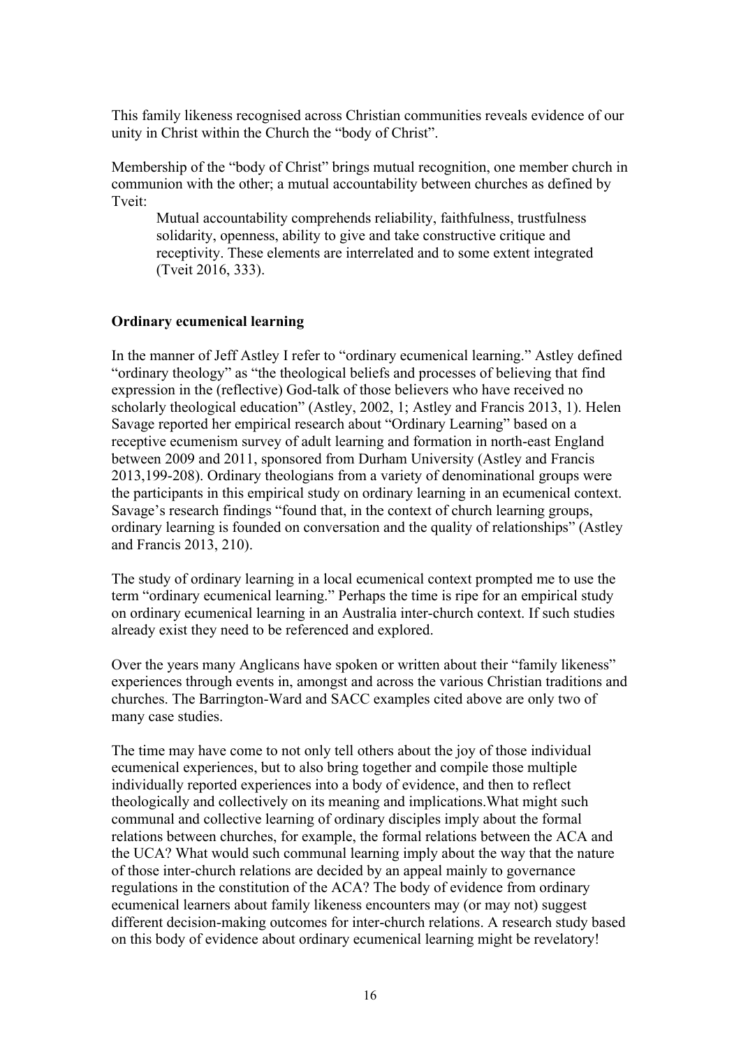This family likeness recognised across Christian communities reveals evidence of our unity in Christ within the Church the "body of Christ".

Membership of the "body of Christ" brings mutual recognition, one member church in communion with the other; a mutual accountability between churches as defined by Tveit:

> Mutual accountability comprehends reliability, faithfulness, trustfulness solidarity, openness, ability to give and take constructive critique and receptivity. These elements are interrelated and to some extent integrated (Tveit 2016, 333).

**Ordinary ecumenical learning**

In the manner of Jeff Astley I refer to "ordinary ecumenical learning." Astley defined "ordinary theology" as "the theological beliefs and processes of believing that find expression in the (reflective) God-talk of those believers who have received no scholarly theological education" (Astley, 2002, 1; Astley and Francis 2013, 1). Helen Savage reported her empirical research about "Ordinary Learning" based on a receptive ecumenism survey of adult learning and formation in north-east England between 2009 and 2011, sponsored from Durham University (Astley and Francis 2013,199-208). Ordinary theologians from a variety of denominational groups were the participants in this empirical study on ordinary learning in an ecumenical context. Savage's research findings "found that, in the context of church learning groups, ordinary learning is founded on conversation and the quality of relationships" (Astley and Francis 2013, 210).

The study of ordinary learning in a local ecumenical context prompted me to use the term "ordinary ecumenical learning." Perhaps the time is ripe for an empirical study on ordinary ecumenical learning in an Australia inter-church context. If such studies already exist they need to be referenced and explored.

Over the years many Anglicans have spoken or written about their "family likeness" experiences through events in, amongst and across the various Christian traditions and churches. The Barrington-Ward and SACC examples cited above are only two of many case studies.

The time may have come to not only tell others about the joy of those individual ecumenical experiences, but to also bring together and compile those multiple individually reported experiences into a body of evidence, and then to reflect theologically and collectively on its meaning and implications.What might such communal and collective learning of ordinary disciples imply about the formal relations between churches, for example, the formal relations between the ACA and the UCA? What would such communal learning imply about the way that the nature of those inter-church relations are decided by an appeal mainly to governance regulations in the constitution of the ACA? The body of evidence from ordinary ecumenical learners about family likeness encounters may (or may not) suggest different decision-making outcomes for inter-church relations. A research study based on this body of evidence about ordinary ecumenical learning might be revelatory!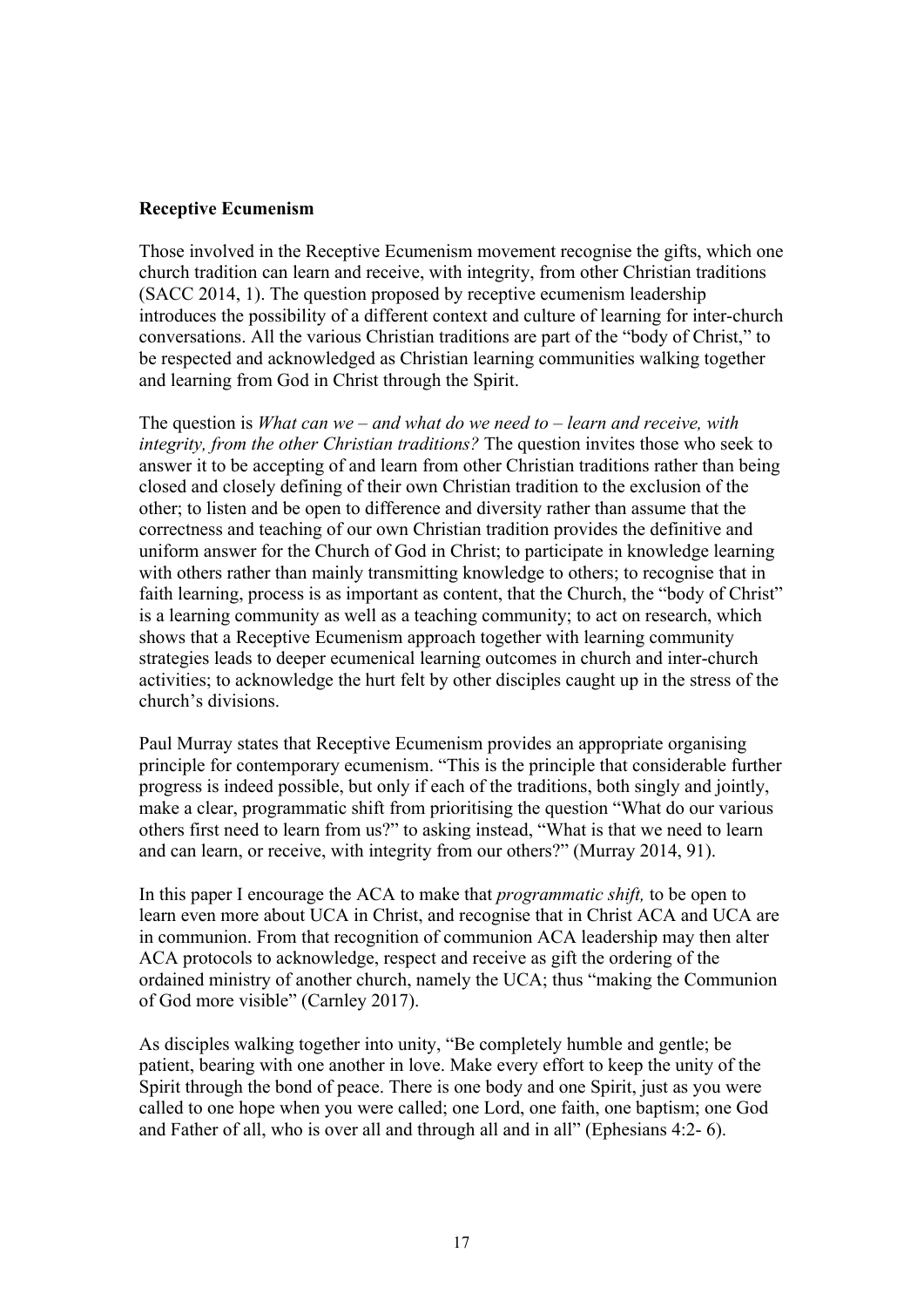**Receptive Ecumenism**

Those involved in the Receptive Ecumenism movement recognise the gifts, which one church tradition can learn and receive, with integrity, from other Christian traditions (SACC 2014, 1). The question proposed by receptive ecumenism leadership introduces the possibility of a different context and culture of learning for inter-church conversations. All the various Christian traditions are part of the "body of Christ," to be respected and acknowledged as Christian learning communities walking together and learning from God in Christ through the Spirit.

The question is *What can we – and what do we need to – learn and receive, with integrity, from the other Christian traditions?* The question invites those who seek to answer it to be accepting of and learn from other Christian traditions rather than being closed and closely defining of their own Christian tradition to the exclusion of the other; to listen and be open to difference and diversity rather than assume that the correctness and teaching of our own Christian tradition provides the definitive and uniform answer for the Church of God in Christ; to participate in knowledge learning with others rather than mainly transmitting knowledge to others; to recognise that in faith learning, process is as important as content, that the Church, the "body of Christ" is a learning community as well as a teaching community; to act on research, which shows that a Receptive Ecumenism approach together with learning community strategies leads to deeper ecumenical learning outcomes in church and inter-church activities; to acknowledge the hurt felt by other disciples caught up in the stress of the church's divisions.

Paul Murray states that Receptive Ecumenism provides an appropriate organising principle for contemporary ecumenism. "This is the principle that considerable further progress is indeed possible, but only if each of the traditions, both singly and jointly, make a clear, programmatic shift from prioritising the question "What do our various others first need to learn from us?" to asking instead, "What is that we need to learn and can learn, or receive, with integrity from our others?" (Murray 2014, 91).

In this paper I encourage the ACA to make that *programmatic shift,* to be open to learn even more about UCA in Christ, and recognise that in Christ ACA and UCA are in communion. From that recognition of communion ACA leadership may then alter ACA protocols to acknowledge, respect and receive as gift the ordering of the ordained ministry of another church, namely the UCA; thus "making the Communion of God more visible" (Carnley 2017).

As disciples walking together into unity, "Be completely humble and gentle; be patient, bearing with one another in love. Make every effort to keep the unity of the Spirit through the bond of peace. There is one body and one Spirit, just as you were called to one hope when you were called; one Lord, one faith, one baptism; one God and Father of all, who is over all and through all and in all" (Ephesians 4:2- 6).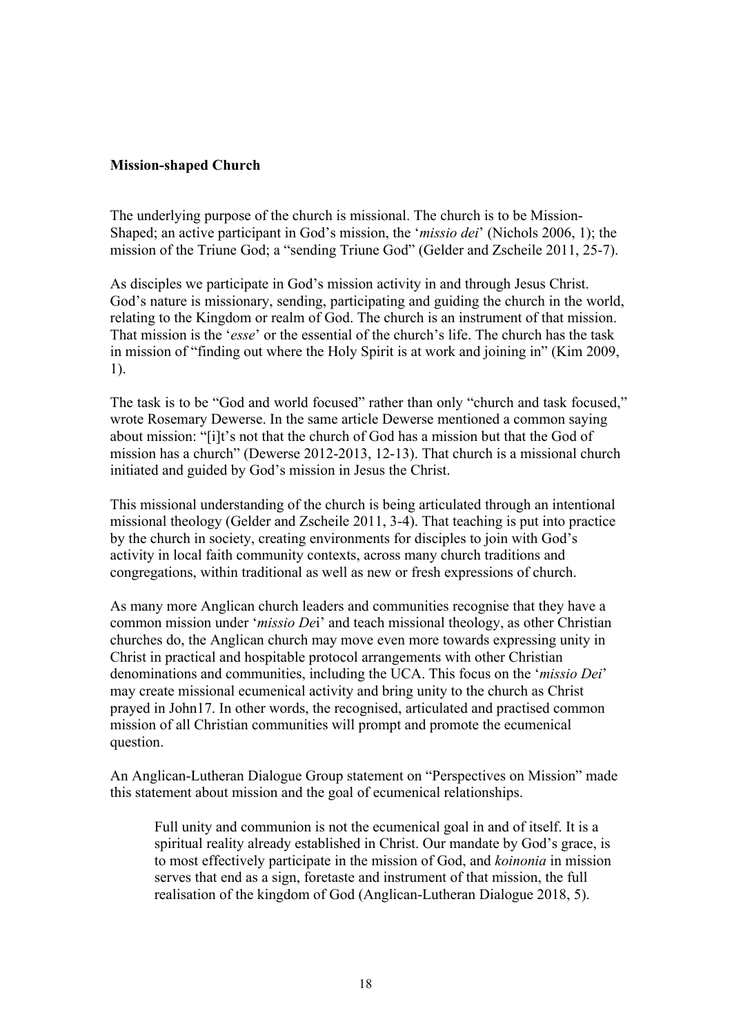**Mission-shaped Church**

The underlying purpose of the church is missional. The church is to be Mission-Shaped; an active participant in God's mission, the '*missio dei*' (Nichols 2006, 1); the mission of the Triune God; a "sending Triune God" (Gelder and Zscheile 2011, 25-7).

As disciples we participate in God's mission activity in and through Jesus Christ. God's nature is missionary, sending, participating and guiding the church in the world, relating to the Kingdom or realm of God. The church is an instrument of that mission. That mission is the '*esse*' or the essential of the church's life. The church has the task in mission of "finding out where the Holy Spirit is at work and joining in" (Kim 2009, 1).

The task is to be "God and world focused" rather than only "church and task focused," wrote Rosemary Dewerse. In the same article Dewerse mentioned a common saying about mission: "[i]t's not that the church of God has a mission but that the God of mission has a church" (Dewerse 2012-2013, 12-13). That church is a missional church initiated and guided by God's mission in Jesus the Christ.

This missional understanding of the church is being articulated through an intentional missional theology (Gelder and Zscheile 2011, 3-4). That teaching is put into practice by the church in society, creating environments for disciples to join with God's activity in local faith community contexts, across many church traditions and congregations, within traditional as well as new or fresh expressions of church.

As many more Anglican church leaders and communities recognise that they have a common mission under '*missio De*i' and teach missional theology, as other Christian churches do, the Anglican church may move even more towards expressing unity in Christ in practical and hospitable protocol arrangements with other Christian denominations and communities, including the UCA. This focus on the '*missio Dei*' may create missional ecumenical activity and bring unity to the church as Christ prayed in John17. In other words, the recognised, articulated and practised common mission of all Christian communities will prompt and promote the ecumenical question.

An Anglican-Lutheran Dialogue Group statement on "Perspectives on Mission" made this statement about mission and the goal of ecumenical relationships.

> Full unity and communion is not the ecumenical goal in and of itself. It is a spiritual reality already established in Christ. Our mandate by God's grace, is to most effectively participate in the mission of God, and *koinonia* in mission serves that end as a sign, foretaste and instrument of that mission, the full realisation of the kingdom of God (Anglican-Lutheran Dialogue 2018, 5).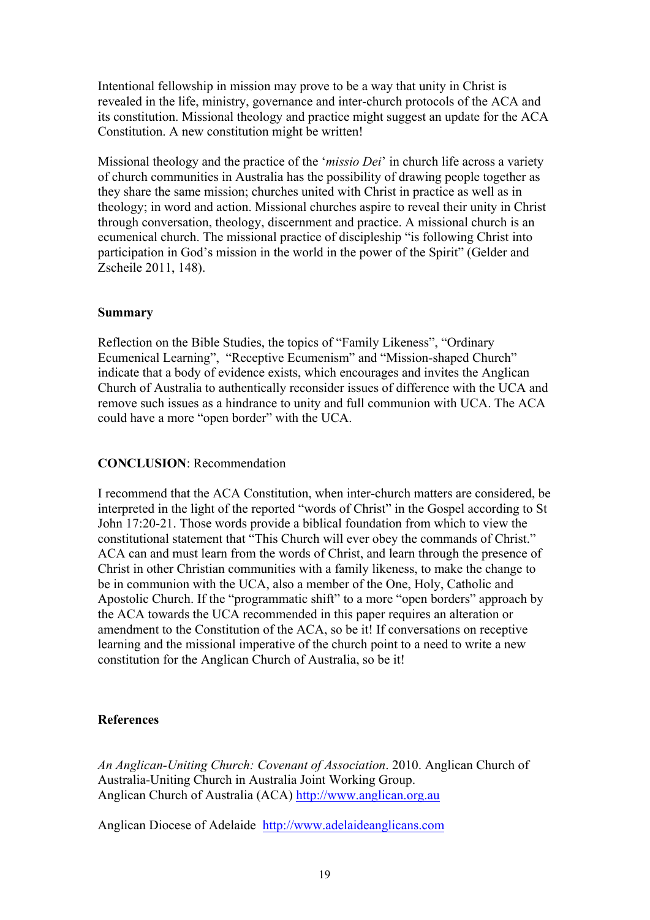Intentional fellowship in mission may prove to be a way that unity in Christ is revealed in the life, ministry, governance and inter-church protocols of the ACA and its constitution. Missional theology and practice might suggest an update for the ACA Constitution. A new constitution might be written!

Missional theology and the practice of the '*missio Dei*' in church life across a variety of church communities in Australia has the possibility of drawing people together as they share the same mission; churches united with Christ in practice as well as in theology; in word and action. Missional churches aspire to reveal their unity in Christ through conversation, theology, discernment and practice. A missional church is an ecumenical church. The missional practice of discipleship "is following Christ into participation in God's mission in the world in the power of the Spirit" (Gelder and Zscheile 2011, 148).

**Summary**

Reflection on the Bible Studies, the topics of "Family Likeness", "Ordinary Ecumenical Learning", "Receptive Ecumenism" and "Mission-shaped Church" indicate that a body of evidence exists, which encourages and invites the Anglican Church of Australia to authentically reconsider issues of difference with the UCA and remove such issues as a hindrance to unity and full communion with UCA. The ACA could have a more "open border" with the UCA.

**CONCLUSION**: Recommendation

I recommend that the ACA Constitution, when inter-church matters are considered, be interpreted in the light of the reported "words of Christ" in the Gospel according to St John 17:20-21. Those words provide a biblical foundation from which to view the constitutional statement that "This Church will ever obey the commands of Christ." ACA can and must learn from the words of Christ, and learn through the presence of Christ in other Christian communities with a family likeness, to make the change to be in communion with the UCA, also a member of the One, Holy, Catholic and Apostolic Church. If the "programmatic shift" to a more "open borders" approach by the ACA towards the UCA recommended in this paper requires an alteration or amendment to the Constitution of the ACA, so be it! If conversations on receptive learning and the missional imperative of the church point to a need to write a new constitution for the Anglican Church of Australia, so be it!

**References**

*An Anglican-Uniting Church: Covenant of Association*. 2010. Anglican Church of Australia-Uniting Church in Australia Joint Working Group.
Anglican Church of Australia (ACA) http://www.anglican.org.au

Anglican Diocese of Adelaide http://www.adelaideanglicans.com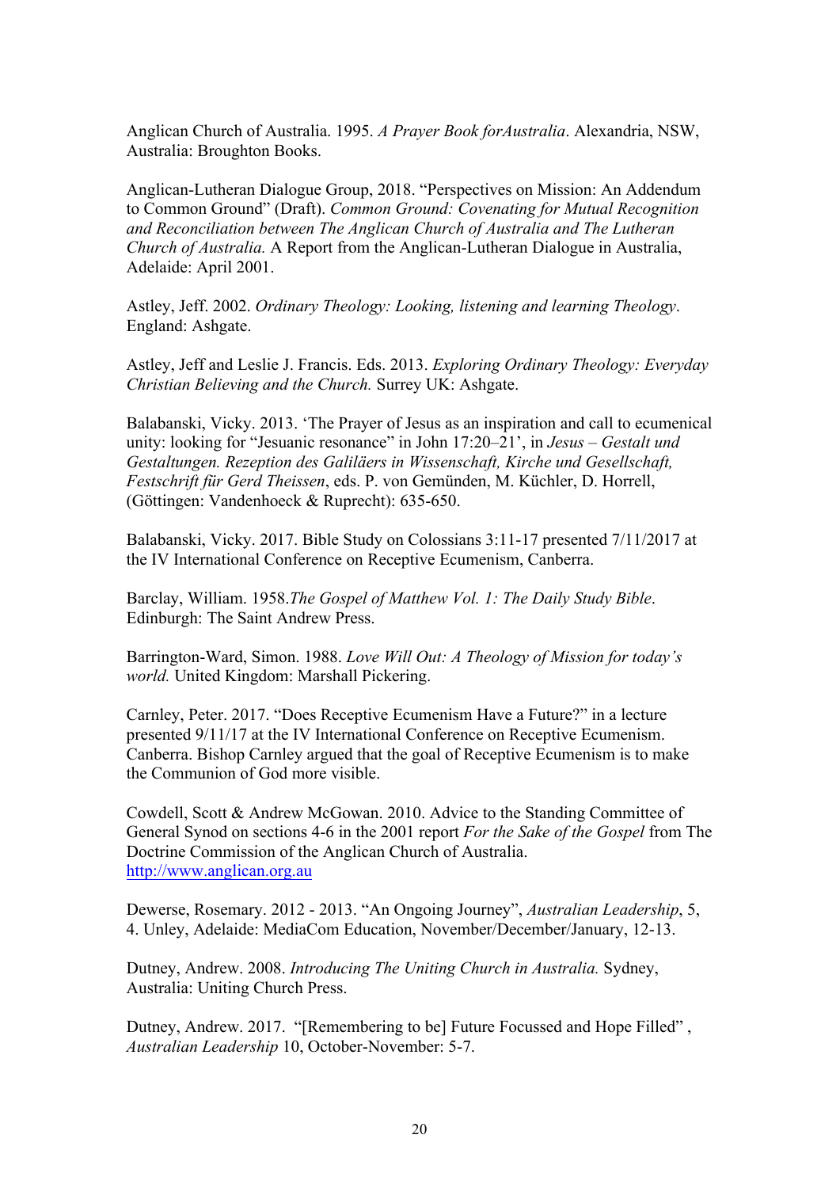Anglican Church of Australia. 1995. *A Prayer Book forAustralia*. Alexandria, NSW, Australia: Broughton Books.

Anglican-Lutheran Dialogue Group, 2018. "Perspectives on Mission: An Addendum to Common Ground" (Draft). *Common Ground: Covenating for Mutual Recognition and Reconciliation between The Anglican Church of Australia and The Lutheran Church of Australia.* A Report from the Anglican-Lutheran Dialogue in Australia, Adelaide: April 2001.

Astley, Jeff. 2002. *Ordinary Theology: Looking, listening and learning Theology*. England: Ashgate.

Astley, Jeff and Leslie J. Francis. Eds. 2013. *Exploring Ordinary Theology: Everyday Christian Believing and the Church.* Surrey UK: Ashgate.

Balabanski, Vicky. 2013. 'The Prayer of Jesus as an inspiration and call to ecumenical unity: looking for "Jesuanic resonance" in John 17:20–21', in *Jesus – Gestalt und Gestaltungen. Rezeption des Galiläers in Wissenschaft, Kirche und Gesellschaft, Festschrift für Gerd Theissen*, eds. P. von Gemünden, M. Küchler, D. Horrell, (Göttingen: Vandenhoeck & Ruprecht): 635-650.

Balabanski, Vicky. 2017. Bible Study on Colossians 3:11-17 presented 7/11/2017 at the IV International Conference on Receptive Ecumenism, Canberra.

Barclay, William. 1958.*The Gospel of Matthew Vol. 1: The Daily Study Bible*. Edinburgh: The Saint Andrew Press.

Barrington-Ward, Simon. 1988. *Love Will Out: A Theology of Mission for today's world.* United Kingdom: Marshall Pickering.

Carnley, Peter. 2017. "Does Receptive Ecumenism Have a Future?" in a lecture presented 9/11/17 at the IV International Conference on Receptive Ecumenism. Canberra. Bishop Carnley argued that the goal of Receptive Ecumenism is to make the Communion of God more visible.

Cowdell, Scott & Andrew McGowan. 2010. Advice to the Standing Committee of General Synod on sections 4-6 in the 2001 report *For the Sake of the Gospel* from The Doctrine Commission of the Anglican Church of Australia. http://www.anglican.org.au

Dewerse, Rosemary. 2012 - 2013. "An Ongoing Journey", *Australian Leadership*, 5, 4. Unley, Adelaide: MediaCom Education, November/December/January, 12-13.

Dutney, Andrew. 2008. *Introducing The Uniting Church in Australia.* Sydney, Australia: Uniting Church Press.

Dutney, Andrew. 2017. "[Remembering to be] Future Focussed and Hope Filled" , *Australian Leadership* 10, October-November: 5-7.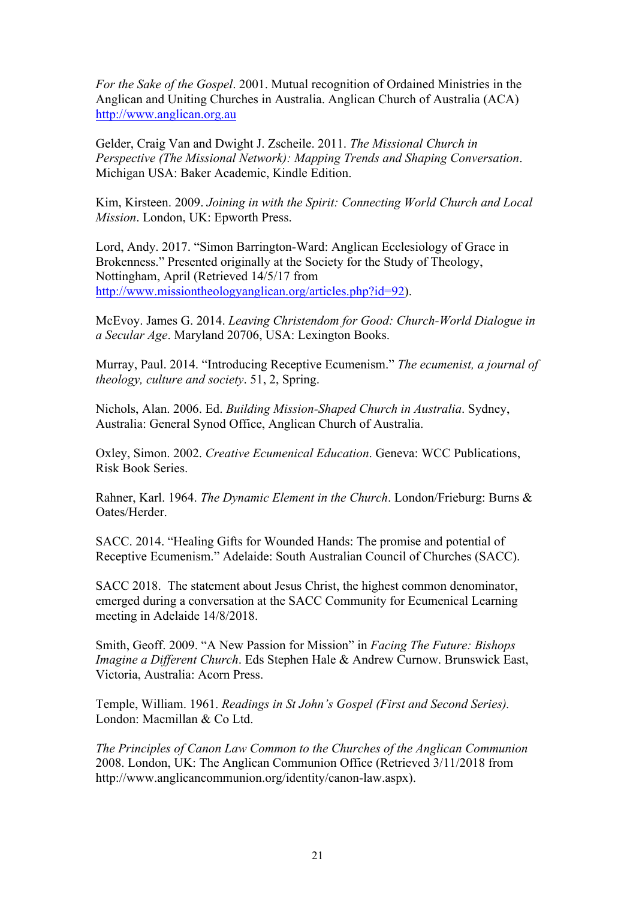*For the Sake of the Gospel*. 2001. Mutual recognition of Ordained Ministries in the Anglican and Uniting Churches in Australia. Anglican Church of Australia (ACA) http://www.anglican.org.au

Gelder, Craig Van and Dwight J. Zscheile. 2011. *The Missional Church in Perspective (The Missional Network): Mapping Trends and Shaping Conversation*. Michigan USA: Baker Academic, Kindle Edition.

Kim, Kirsteen. 2009. *Joining in with the Spirit: Connecting World Church and Local Mission*. London, UK: Epworth Press.

Lord, Andy. 2017. "Simon Barrington-Ward: Anglican Ecclesiology of Grace in Brokenness." Presented originally at the Society for the Study of Theology, Nottingham, April (Retrieved 14/5/17 from http://www.missiontheologyanglican.org/articles.php?id=92).

McEvoy. James G. 2014. *Leaving Christendom for Good: Church-World Dialogue in a Secular Age*. Maryland 20706, USA: Lexington Books.

Murray, Paul. 2014. "Introducing Receptive Ecumenism." *The ecumenist, a journal of theology, culture and society*. 51, 2, Spring.

Nichols, Alan. 2006. Ed. *Building Mission-Shaped Church in Australia*. Sydney, Australia: General Synod Office, Anglican Church of Australia.

Oxley, Simon. 2002. *Creative Ecumenical Education*. Geneva: WCC Publications, Risk Book Series.

Rahner, Karl. 1964. *The Dynamic Element in the Church*. London/Frieburg: Burns & Oates/Herder.

SACC. 2014. "Healing Gifts for Wounded Hands: The promise and potential of Receptive Ecumenism." Adelaide: South Australian Council of Churches (SACC).

SACC 2018. The statement about Jesus Christ, the highest common denominator, emerged during a conversation at the SACC Community for Ecumenical Learning meeting in Adelaide 14/8/2018.

Smith, Geoff. 2009. "A New Passion for Mission" in *Facing The Future: Bishops Imagine a Different Church*. Eds Stephen Hale & Andrew Curnow. Brunswick East, Victoria, Australia: Acorn Press.

Temple, William. 1961. *Readings in St John's Gospel (First and Second Series).* London: Macmillan & Co Ltd.

*The Principles of Canon Law Common to the Churches of the Anglican Communion* 2008. London, UK: The Anglican Communion Office (Retrieved 3/11/2018 from http://www.anglicancommunion.org/identity/canon-law.aspx).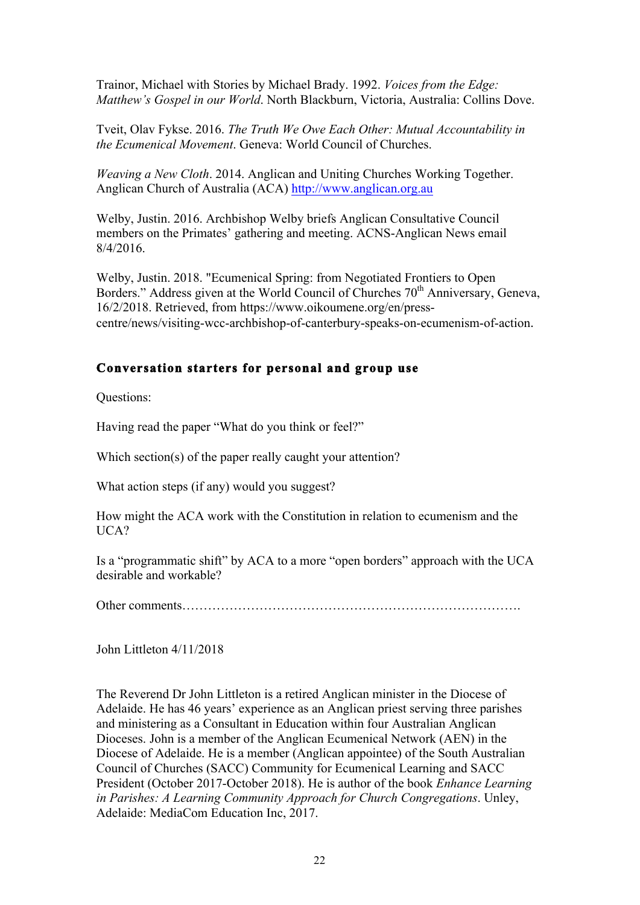Trainor, Michael with Stories by Michael Brady. 1992. *Voices from the Edge: Matthew's Gospel in our World*. North Blackburn, Victoria, Australia: Collins Dove.

Tveit, Olav Fykse. 2016. *The Truth We Owe Each Other: Mutual Accountability in the Ecumenical Movement*. Geneva: World Council of Churches.

*Weaving a New Cloth*. 2014. Anglican and Uniting Churches Working Together. Anglican Church of Australia (ACA) http://www.anglican.org.au

Welby, Justin. 2016. Archbishop Welby briefs Anglican Consultative Council members on the Primates' gathering and meeting. ACNS-Anglican News email 8/4/2016.

Welby, Justin. 2018. "Ecumenical Spring: from Negotiated Frontiers to Open Borders." Address given at the World Council of Churches 70th Anniversary, Geneva, 16/2/2018. Retrieved, from https://www.oikoumene.org/en/press-centre/news/visiting-wcc-archbishop-of-canterbury-speaks-on-ecumenism-of-action.

## Conversation starters for personal and group use

Questions:

Having read the paper "What do you think or feel?"

Which section(s) of the paper really caught your attention?

What action steps (if any) would you suggest?

How might the ACA work with the Constitution in relation to ecumenism and the UCA?

Is a "programmatic shift" by ACA to a more "open borders" approach with the UCA desirable and workable?

Other comments……………………………………………………………………….

John Littleton 4/11/2018

The Reverend Dr John Littleton is a retired Anglican minister in the Diocese of Adelaide. He has 46 years' experience as an Anglican priest serving three parishes and ministering as a Consultant in Education within four Australian Anglican Dioceses. John is a member of the Anglican Ecumenical Network (AEN) in the Diocese of Adelaide. He is a member (Anglican appointee) of the South Australian Council of Churches (SACC) Community for Ecumenical Learning and SACC President (October 2017-October 2018). He is author of the book *Enhance Learning in Parishes: A Learning Community Approach for Church Congregations*. Unley, Adelaide: MediaCom Education Inc, 2017.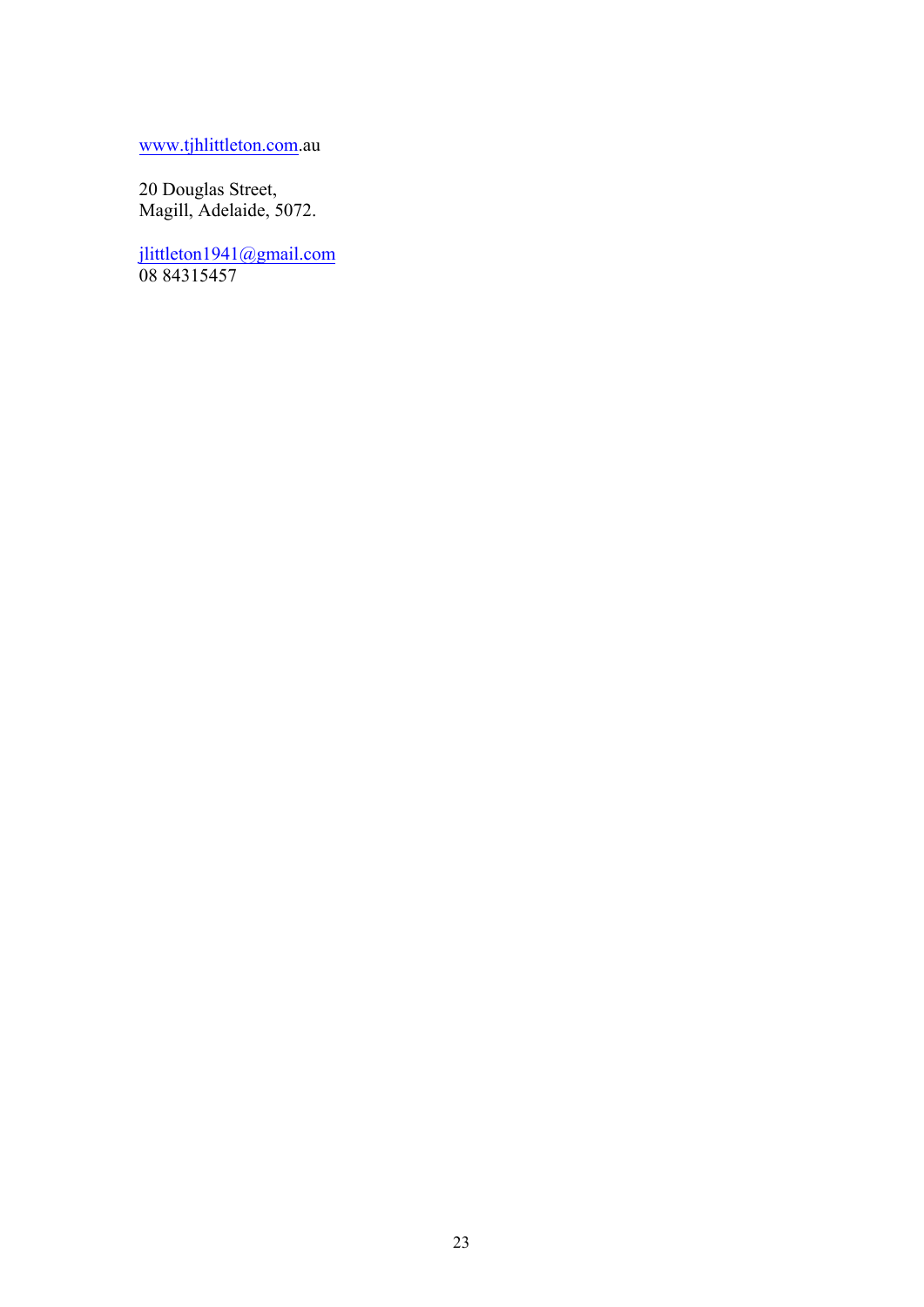www.tjhlittleton.com.au

20 Douglas Street,  
Magill, Adelaide, 5072.

jlittleton1941@gmail.com  
08 84315457